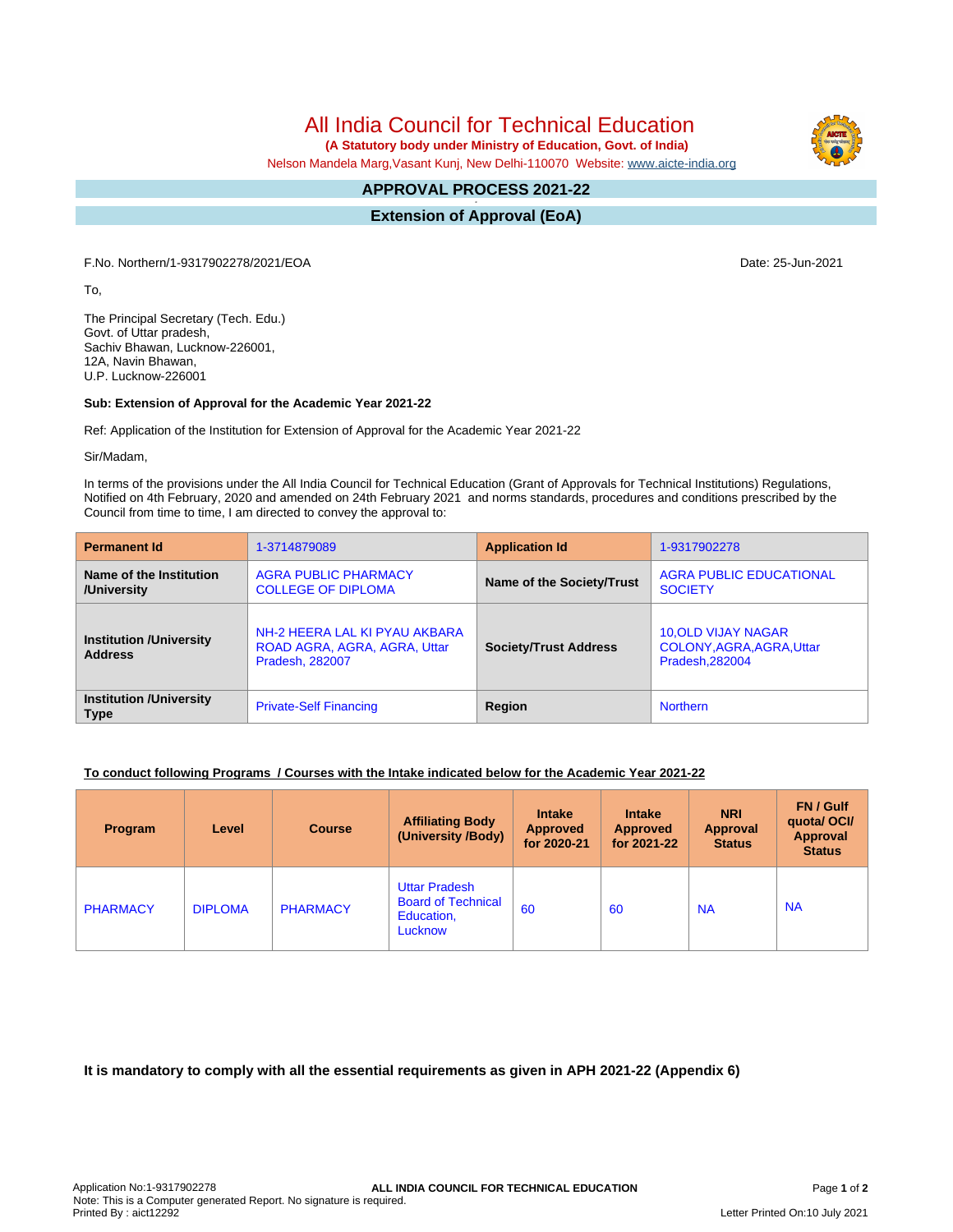# All India Council for Technical Education

**(A Statutory body under Ministry of Education, Govt. of India)**

Nelson Mandela Marg,Vasant Kunj, New Delhi-110070 Website: www.aicte-india.org

## APPROVAL PROCESS 2021-22

## Extension of Approval (EoA)

F.No. Northern/1-9317902278/2021/EOA

Date: 25-Jun-2021

To,

The Principal Secretary (Tech. Edu.)
Govt. of Uttar pradesh,
Sachiv Bhawan, Lucknow-226001,
12A, Navin Bhawan,
U.P. Lucknow-226001

**Sub: Extension of Approval for the Academic Year 2021-22**

Ref: Application of the Institution for Extension of Approval for the Academic Year 2021-22

Sir/Madam,

In terms of the provisions under the All India Council for Technical Education (Grant of Approvals for Technical Institutions) Regulations, Notified on 4th February, 2020 and amended on 24th February 2021 and norms standards, procedures and conditions prescribed by the Council from time to time, I am directed to convey the approval to:

| **Permanent Id** | 1-3714879089 | **Application Id** | 1-9317902278 |
|---|---|---|---|
| **Name of the Institution /University** | AGRA PUBLIC PHARMACY COLLEGE OF DIPLOMA | **Name of the Society/Trust** | AGRA PUBLIC EDUCATIONAL SOCIETY |
| **Institution /University Address** | NH-2 HEERA LAL KI PYAU AKBARA ROAD AGRA, AGRA, AGRA, Uttar Pradesh, 282007 | **Society/Trust Address** | 10,OLD VIJAY NAGAR COLONY,AGRA,AGRA,Uttar Pradesh,282004 |
| **Institution /University Type** | Private-Self Financing | **Region** | Northern |

**To conduct following Programs / Courses with the Intake indicated below for the Academic Year 2021-22**

| Program | Level | Course | Affiliating Body (University /Body) | Intake Approved for 2020-21 | Intake Approved for 2021-22 | NRI Approval Status | FN / Gulf quota/ OCI/ Approval Status |
|---|---|---|---|---|---|---|---|
| PHARMACY | DIPLOMA | PHARMACY | Uttar Pradesh Board of Technical Education, Lucknow | 60 | 60 | NA | NA |

**It is mandatory to comply with all the essential requirements as given in APH 2021-22 (Appendix 6)**

Application No:1-9317902278
Note: This is a Computer generated Report. No signature is required.
Printed By : aict12292

Letter Printed On:10 July 2021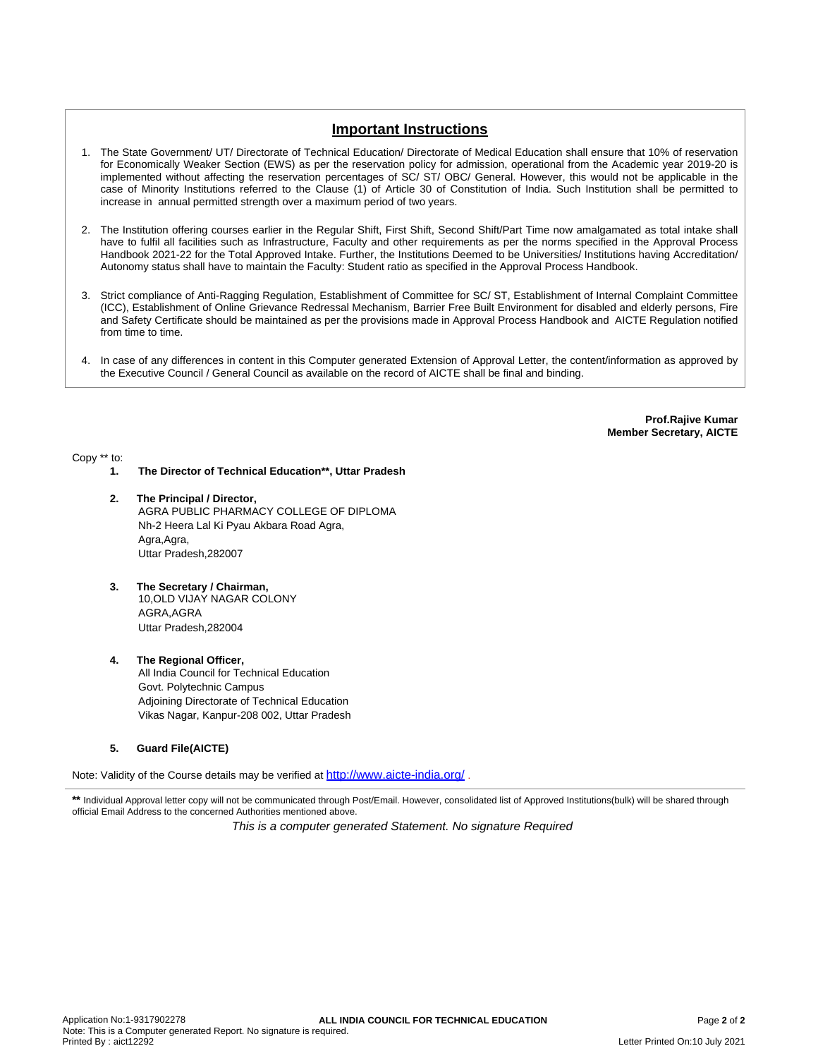## Important Instructions

1. The State Government/ UT/ Directorate of Technical Education/ Directorate of Medical Education shall ensure that 10% of reservation for Economically Weaker Section (EWS) as per the reservation policy for admission, operational from the Academic year 2019-20 is implemented without affecting the reservation percentages of SC/ ST/ OBC/ General. However, this would not be applicable in the case of Minority Institutions referred to the Clause (1) of Article 30 of Constitution of India. Such Institution shall be permitted to increase in annual permitted strength over a maximum period of two years.

2. The Institution offering courses earlier in the Regular Shift, First Shift, Second Shift/Part Time now amalgamated as total intake shall have to fulfil all facilities such as Infrastructure, Faculty and other requirements as per the norms specified in the Approval Process Handbook 2021-22 for the Total Approved Intake. Further, the Institutions Deemed to be Universities/ Institutions having Accreditation/ Autonomy status shall have to maintain the Faculty: Student ratio as specified in the Approval Process Handbook.

3. Strict compliance of Anti-Ragging Regulation, Establishment of Committee for SC/ ST, Establishment of Internal Complaint Committee (ICC), Establishment of Online Grievance Redressal Mechanism, Barrier Free Built Environment for disabled and elderly persons, Fire and Safety Certificate should be maintained as per the provisions made in Approval Process Handbook and AICTE Regulation notified from time to time.

4. In case of any differences in content in this Computer generated Extension of Approval Letter, the content/information as approved by the Executive Council / General Council as available on the record of AICTE shall be final and binding.

**Prof.Rajive Kumar**
**Member Secretary, AICTE**

Copy ** to:

1. **The Director of Technical Education**, Uttar Pradesh**

2. **The Principal / Director,**
   AGRA PUBLIC PHARMACY COLLEGE OF DIPLOMA
   Nh-2 Heera Lal Ki Pyau Akbara Road Agra,
   Agra,Agra,
   Uttar Pradesh,282007

3. **The Secretary / Chairman,**
   10,OLD VIJAY NAGAR COLONY
   AGRA,AGRA
   Uttar Pradesh,282004

4. **The Regional Officer,**
   All India Council for Technical Education
   Govt. Polytechnic Campus
   Adjoining Directorate of Technical Education
   Vikas Nagar, Kanpur-208 002, Uttar Pradesh

5. **Guard File(AICTE)**

Note: Validity of the Course details may be verified at http://www.aicte-india.org/ .

** Individual Approval letter copy will not be communicated through Post/Email. However, consolidated list of Approved Institutions(bulk) will be shared through official Email Address to the concerned Authorities mentioned above.

*This is a computer generated Statement. No signature Required*

Application No:1-9317902278
**ALL INDIA COUNCIL FOR TECHNICAL EDUCATION**
Note: This is a Computer generated Report. No signature is required.
Printed By : aict12292
Letter Printed On:10 July 2021